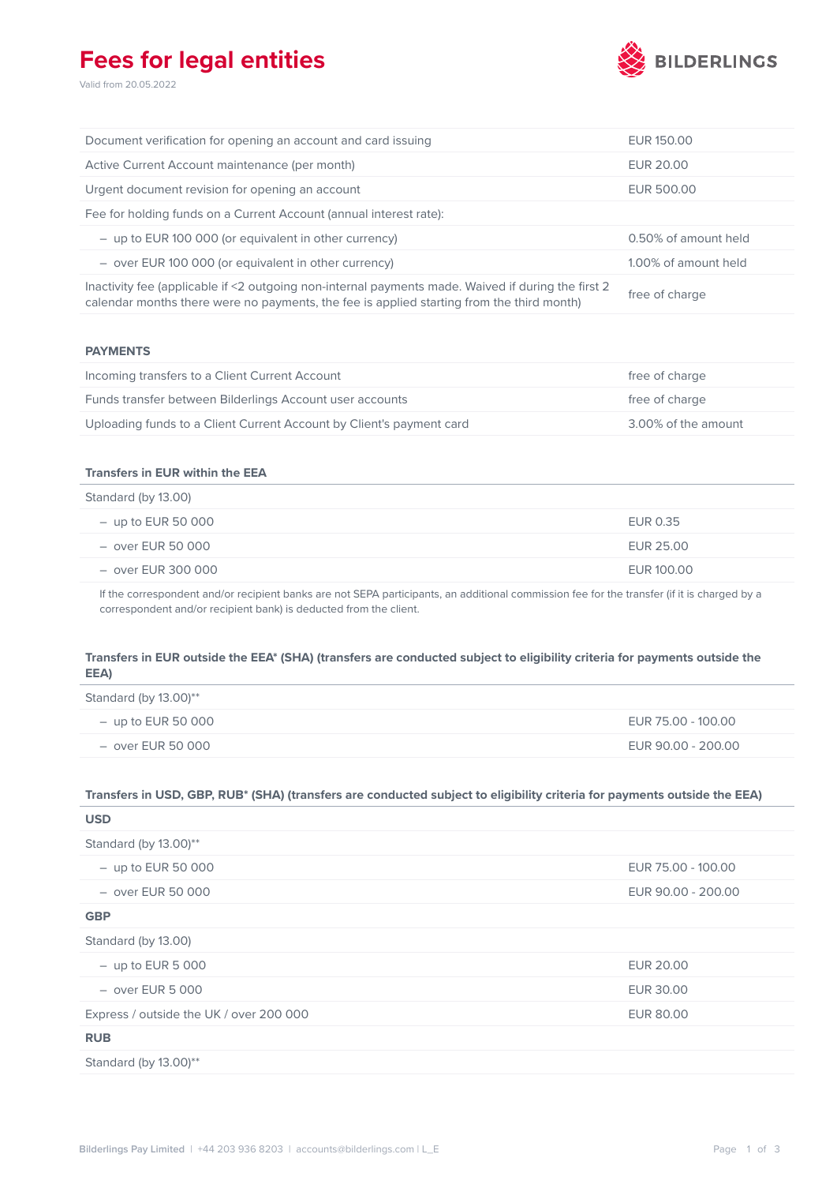# Fees for legal entities

Valid from 20.05.2022

| | |
|---|---|
| Document verification for opening an account and card issuing | EUR 150.00 |
| Active Current Account maintenance (per month) | EUR 20.00 |
| Urgent document revision for opening an account | EUR 500.00 |
| Fee for holding funds on a Current Account (annual interest rate): | |
| – up to EUR 100 000 (or equivalent in other currency) | 0.50% of amount held |
| – over EUR 100 000 (or equivalent in other currency) | 1.00% of amount held |
| Inactivity fee (applicable if <2 outgoing non-internal payments made. Waived if during the first 2 calendar months there were no payments, the fee is applied starting from the third month) | free of charge |

**PAYMENTS**

| | |
|---|---|
| Incoming transfers to a Client Current Account | free of charge |
| Funds transfer between Bilderlings Account user accounts | free of charge |
| Uploading funds to a Client Current Account by Client's payment card | 3.00% of the amount |

**Transfers in EUR within the EEA**

| | |
|---|---|
| Standard (by 13.00) | |
| – up to EUR 50 000 | EUR 0.35 |
| – over EUR 50 000 | EUR 25.00 |
| – over EUR 300 000 | EUR 100.00 |

If the correspondent and/or recipient banks are not SEPA participants, an additional commission fee for the transfer (if it is charged by a correspondent and/or recipient bank) is deducted from the client.

**Transfers in EUR outside the EEA* (SHA) (transfers are conducted subject to eligibility criteria for payments outside the EEA)**

| | |
|---|---|
| Standard (by 13.00)** | |
| – up to EUR 50 000 | EUR 75.00 - 100.00 |
| – over EUR 50 000 | EUR 90.00 - 200.00 |

**Transfers in USD, GBP, RUB* (SHA) (transfers are conducted subject to eligibility criteria for payments outside the EEA)**

| | |
|---|---|
| **USD** | |
| Standard (by 13.00)** | |
| – up to EUR 50 000 | EUR 75.00 - 100.00 |
| – over EUR 50 000 | EUR 90.00 - 200.00 |
| **GBP** | |
| Standard (by 13.00) | |
| – up to EUR 5 000 | EUR 20.00 |
| – over EUR 5 000 | EUR 30.00 |
| Express / outside the UK / over 200 000 | EUR 80.00 |
| **RUB** | |
| Standard (by 13.00)** | |

Bilderlings Pay Limited | +44 203 936 8203 | accounts@bilderlings.com | L_E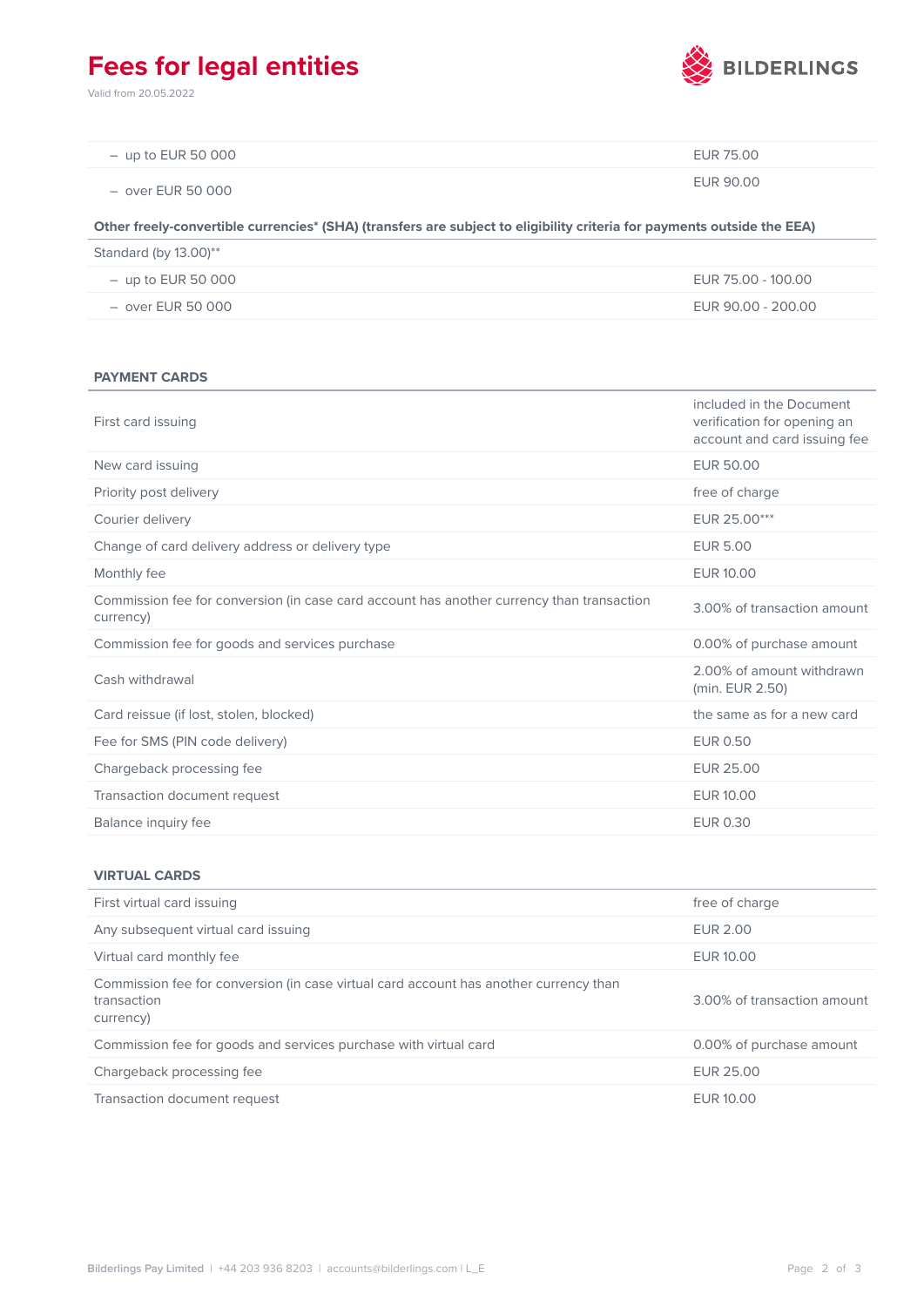# Fees for legal entities

Valid from 20.05.2022

| | |
|---|---|
| – up to EUR 50 000 | EUR 75.00 |
| – over EUR 50 000 | EUR 90.00 |

**Other freely-convertible currencies* (SHA) (transfers are subject to eligibility criteria for payments outside the EEA)**

| | |
|---|---|
| Standard (by 13.00)** | |
| – up to EUR 50 000 | EUR 75.00 - 100.00 |
| – over EUR 50 000 | EUR 90.00 - 200.00 |

## PAYMENT CARDS

| | |
|---|---|
| First card issuing | included in the Document verification for opening an account and card issuing fee |
| New card issuing | EUR 50.00 |
| Priority post delivery | free of charge |
| Courier delivery | EUR 25.00*** |
| Change of card delivery address or delivery type | EUR 5.00 |
| Monthly fee | EUR 10.00 |
| Commission fee for conversion (in case card account has another currency than transaction currency) | 3.00% of transaction amount |
| Commission fee for goods and services purchase | 0.00% of purchase amount |
| Cash withdrawal | 2.00% of amount withdrawn (min. EUR 2.50) |
| Card reissue (if lost, stolen, blocked) | the same as for a new card |
| Fee for SMS (PIN code delivery) | EUR 0.50 |
| Chargeback processing fee | EUR 25.00 |
| Transaction document request | EUR 10.00 |
| Balance inquiry fee | EUR 0.30 |

## VIRTUAL CARDS

| | |
|---|---|
| First virtual card issuing | free of charge |
| Any subsequent virtual card issuing | EUR 2.00 |
| Virtual card monthly fee | EUR 10.00 |
| Commission fee for conversion (in case virtual card account has another currency than transaction currency) | 3.00% of transaction amount |
| Commission fee for goods and services purchase with virtual card | 0.00% of purchase amount |
| Chargeback processing fee | EUR 25.00 |
| Transaction document request | EUR 10.00 |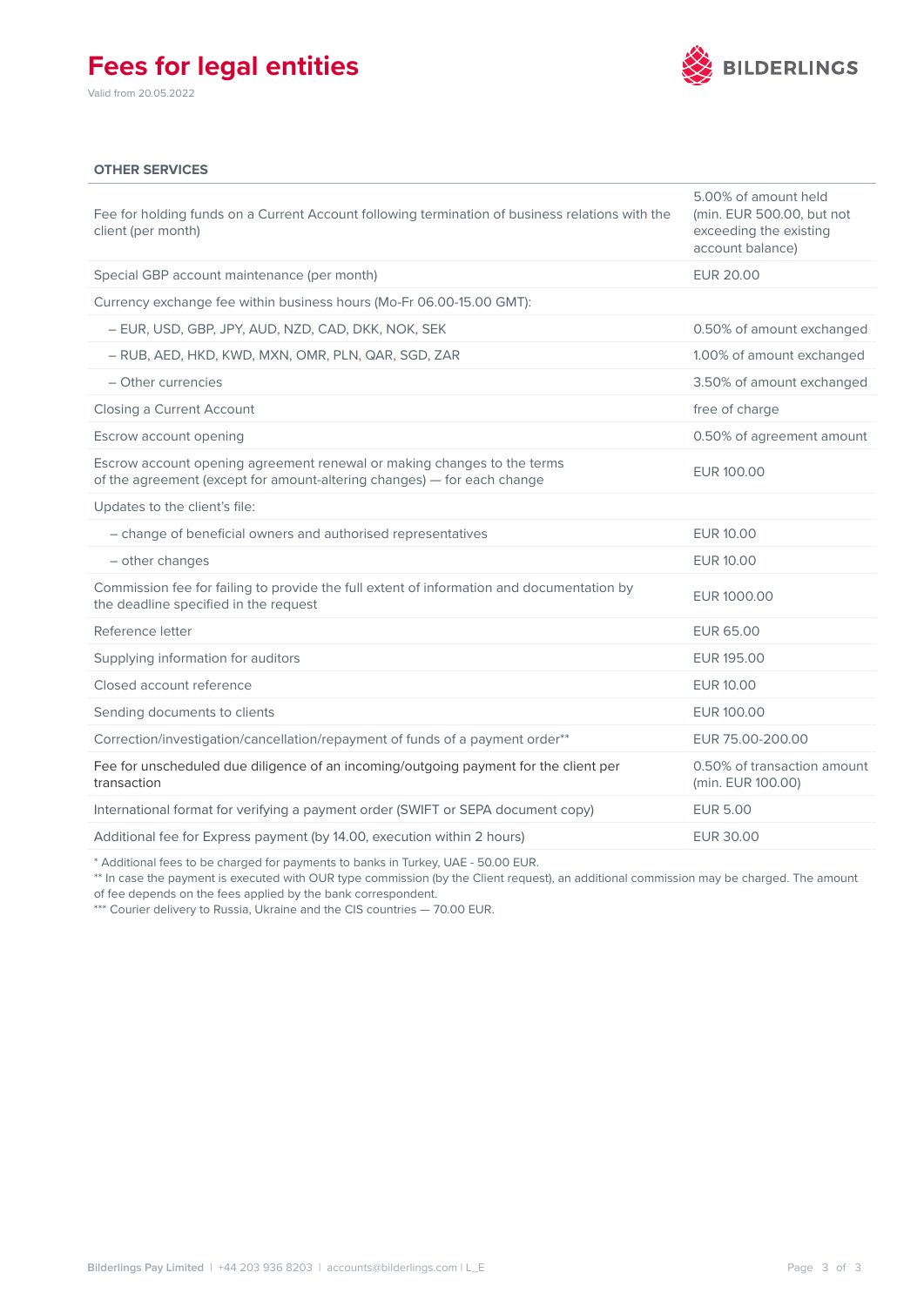# Fees for legal entities

Valid from 20.05.2022

### OTHER SERVICES

| | |
|---|---|
| Fee for holding funds on a Current Account following termination of business relations with the client (per month) | 5.00% of amount held (min. EUR 500.00, but not exceeding the existing account balance) |
| Special GBP account maintenance (per month) | EUR 20.00 |
| Currency exchange fee within business hours (Mo-Fr 06.00-15.00 GMT): | |
| – EUR, USD, GBP, JPY, AUD, NZD, CAD, DKK, NOK, SEK | 0.50% of amount exchanged |
| – RUB, AED, HKD, KWD, MXN, OMR, PLN, QAR, SGD, ZAR | 1.00% of amount exchanged |
| – Other currencies | 3.50% of amount exchanged |
| Closing a Current Account | free of charge |
| Escrow account opening | 0.50% of agreement amount |
| Escrow account opening agreement renewal or making changes to the terms of the agreement (except for amount-altering changes) — for each change | EUR 100.00 |
| Updates to the client's file: | |
| – change of beneficial owners and authorised representatives | EUR 10.00 |
| – other changes | EUR 10.00 |
| Commission fee for failing to provide the full extent of information and documentation by the deadline specified in the request | EUR 1000.00 |
| Reference letter | EUR 65.00 |
| Supplying information for auditors | EUR 195.00 |
| Closed account reference | EUR 10.00 |
| Sending documents to clients | EUR 100.00 |
| Correction/investigation/cancellation/repayment of funds of a payment order** | EUR 75.00-200.00 |
| Fee for unscheduled due diligence of an incoming/outgoing payment for the client per transaction | 0.50% of transaction amount (min. EUR 100.00) |
| International format for verifying a payment order (SWIFT or SEPA document copy) | EUR 5.00 |
| Additional fee for Express payment (by 14.00, execution within 2 hours) | EUR 30.00 |

* Additional fees to be charged for payments to banks in Turkey, UAE - 50.00 EUR.

** In case the payment is executed with OUR type commission (by the Client request), an additional commission may be charged. The amount of fee depends on the fees applied by the bank correspondent.

*** Courier delivery to Russia, Ukraine and the CIS countries — 70.00 EUR.

Bilderlings Pay Limited | +44 203 936 8203 | accounts@bilderlings.com | L_E